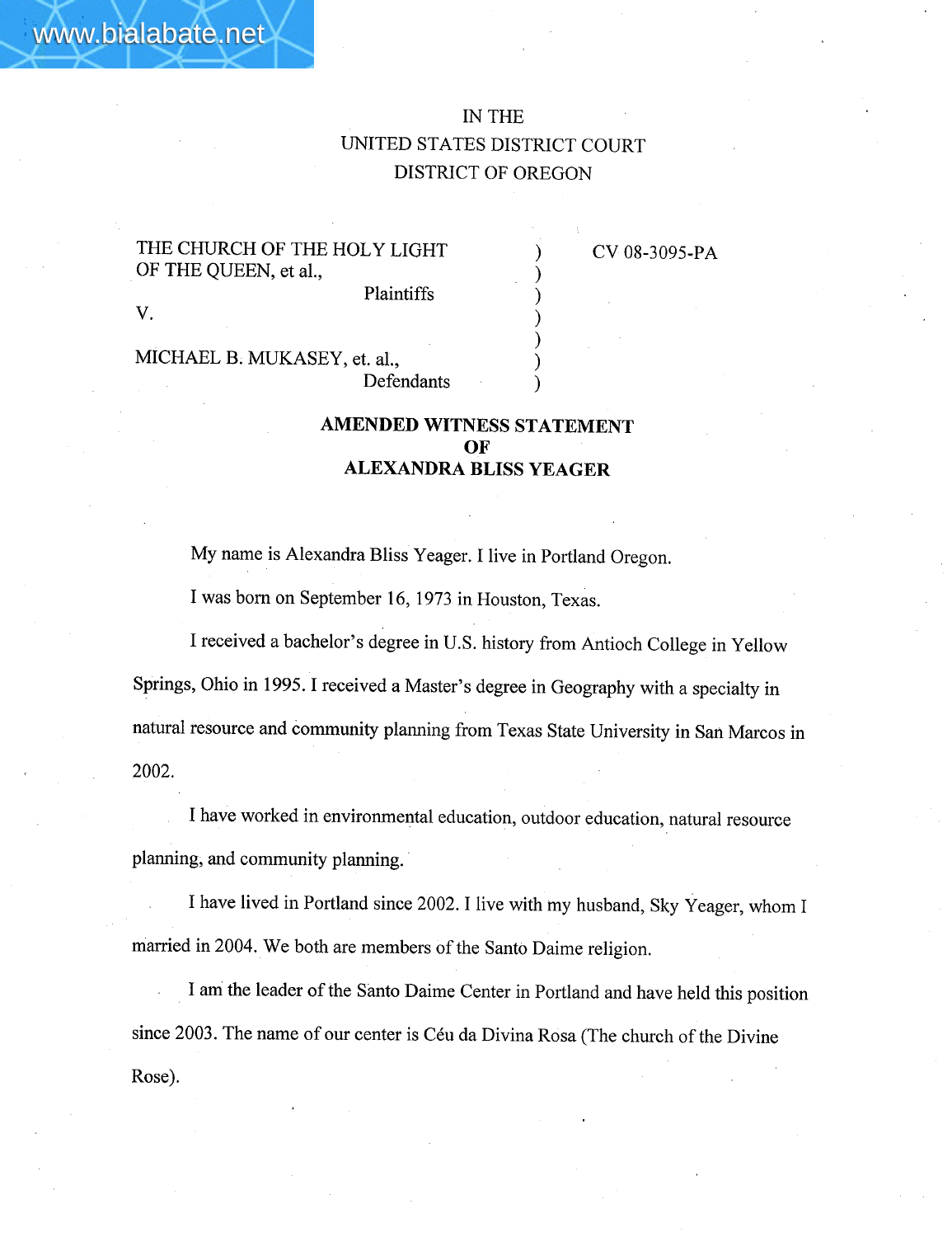IN THE
UNITED STATES DISTRICT COURT
DISTRICT OF OREGON

| | | |
|---|---|---|
| THE CHURCH OF THE HOLY LIGHT OF THE QUEEN, et al., Plaintiffs | ) | CV 08-3095-PA |
| V. | ) | |
| MICHAEL B. MUKASEY, et. al., Defendants | ) | |

**AMENDED WITNESS STATEMENT**
**OF**
**ALEXANDRA BLISS YEAGER**

My name is Alexandra Bliss Yeager. I live in Portland Oregon.

I was born on September 16, 1973 in Houston, Texas.

I received a bachelor's degree in U.S. history from Antioch College in Yellow Springs, Ohio in 1995. I received a Master's degree in Geography with a specialty in natural resource and community planning from Texas State University in San Marcos in 2002.

I have worked in environmental education, outdoor education, natural resource planning, and community planning.

I have lived in Portland since 2002. I live with my husband, Sky Yeager, whom I married in 2004. We both are members of the Santo Daime religion.

I am the leader of the Santo Daime Center in Portland and have held this position since 2003. The name of our center is Céu da Divina Rosa (The church of the Divine Rose).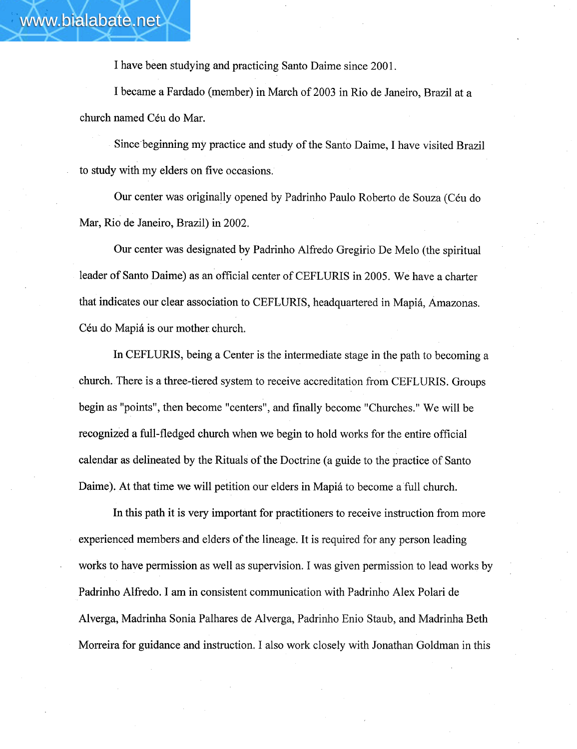I have been studying and practicing Santo Daime since 2001.

I became a Fardado (member) in March of 2003 in Rio de Janeiro, Brazil at a church named Céu do Mar.

Since beginning my practice and study of the Santo Daime, I have visited Brazil to study with my elders on five occasions.

Our center was originally opened by Padrinho Paulo Roberto de Souza (Céu do Mar, Rio de Janeiro, Brazil) in 2002.

Our center was designated by Padrinho Alfredo Gregirio De Melo (the spiritual leader of Santo Daime) as an official center of CEFLURIS in 2005. We have a charter that indicates our clear association to CEFLURIS, headquartered in Mapiá, Amazonas. Céu do Mapiá is our mother church.

In CEFLURIS, being a Center is the intermediate stage in the path to becoming a church. There is a three-tiered system to receive accreditation from CEFLURIS. Groups begin as "points", then become "centers", and finally become "Churches." We will be recognized a full-fledged church when we begin to hold works for the entire official calendar as delineated by the Rituals of the Doctrine (a guide to the practice of Santo Daime). At that time we will petition our elders in Mapiá to become a full church.

In this path it is very important for practitioners to receive instruction from more experienced members and elders of the lineage. It is required for any person leading works to have permission as well as supervision. I was given permission to lead works by Padrinho Alfredo. I am in consistent communication with Padrinho Alex Polari de Alverga, Madrinha Sonia Palhares de Alverga, Padrinho Enio Staub, and Madrinha Beth Morreira for guidance and instruction. I also work closely with Jonathan Goldman in this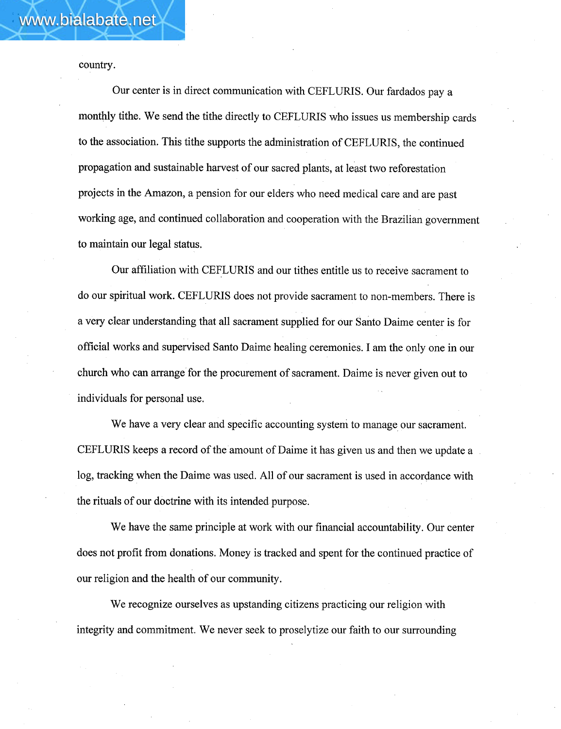country.

Our center is in direct communication with CEFLURIS. Our fardados pay a monthly tithe. We send the tithe directly to CEFLURIS who issues us membership cards to the association. This tithe supports the administration of CEFLURIS, the continued propagation and sustainable harvest of our sacred plants, at least two reforestation projects in the Amazon, a pension for our elders who need medical care and are past working age, and continued collaboration and cooperation with the Brazilian government to maintain our legal status.

Our affiliation with CEFLURIS and our tithes entitle us to receive sacrament to do our spiritual work. CEFLURIS does not provide sacrament to non-members. There is a very clear understanding that all sacrament supplied for our Santo Daime center is for official works and supervised Santo Daime healing ceremonies. I am the only one in our church who can arrange for the procurement of sacrament. Daime is never given out to individuals for personal use.

We have a very clear and specific accounting system to manage our sacrament. CEFLURIS keeps a record of the amount of Daime it has given us and then we update a log, tracking when the Daime was used. All of our sacrament is used in accordance with the rituals of our doctrine with its intended purpose.

We have the same principle at work with our financial accountability. Our center does not profit from donations. Money is tracked and spent for the continued practice of our religion and the health of our community.

We recognize ourselves as upstanding citizens practicing our religion with integrity and commitment. We never seek to proselytize our faith to our surrounding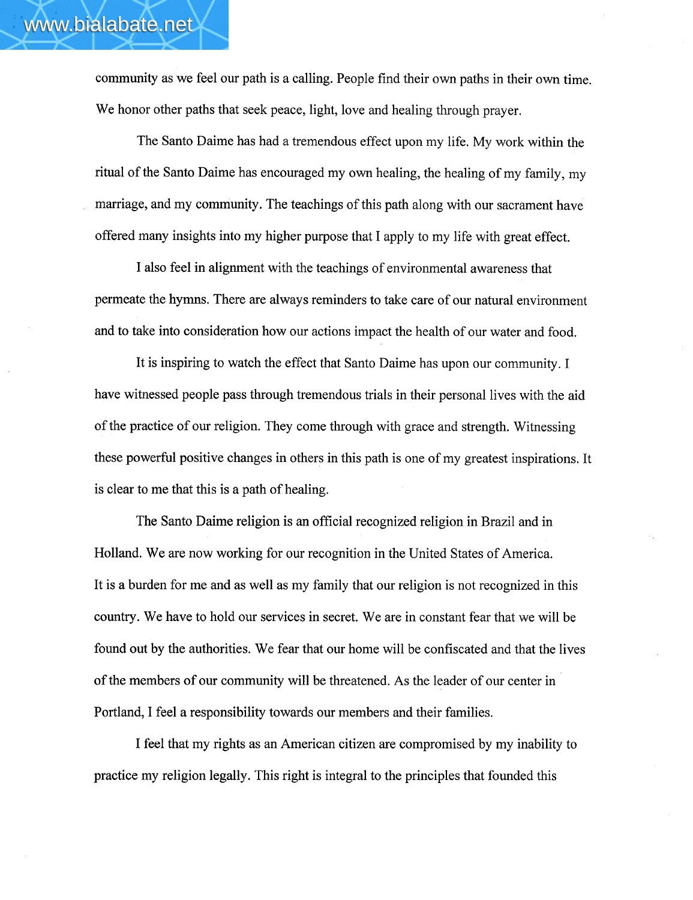community as we feel our path is a calling. People find their own paths in their own time. We honor other paths that seek peace, light, love and healing through prayer.

The Santo Daime has had a tremendous effect upon my life. My work within the ritual of the Santo Daime has encouraged my own healing, the healing of my family, my marriage, and my community. The teachings of this path along with our sacrament have offered many insights into my higher purpose that I apply to my life with great effect.

I also feel in alignment with the teachings of environmental awareness that permeate the hymns. There are always reminders to take care of our natural environment and to take into consideration how our actions impact the health of our water and food.

It is inspiring to watch the effect that Santo Daime has upon our community. I have witnessed people pass through tremendous trials in their personal lives with the aid of the practice of our religion. They come through with grace and strength. Witnessing these powerful positive changes in others in this path is one of my greatest inspirations. It is clear to me that this is a path of healing.

The Santo Daime religion is an official recognized religion in Brazil and in Holland. We are now working for our recognition in the United States of America. It is a burden for me and as well as my family that our religion is not recognized in this country. We have to hold our services in secret. We are in constant fear that we will be found out by the authorities. We fear that our home will be confiscated and that the lives of the members of our community will be threatened. As the leader of our center in Portland, I feel a responsibility towards our members and their families.

I feel that my rights as an American citizen are compromised by my inability to practice my religion legally. This right is integral to the principles that founded this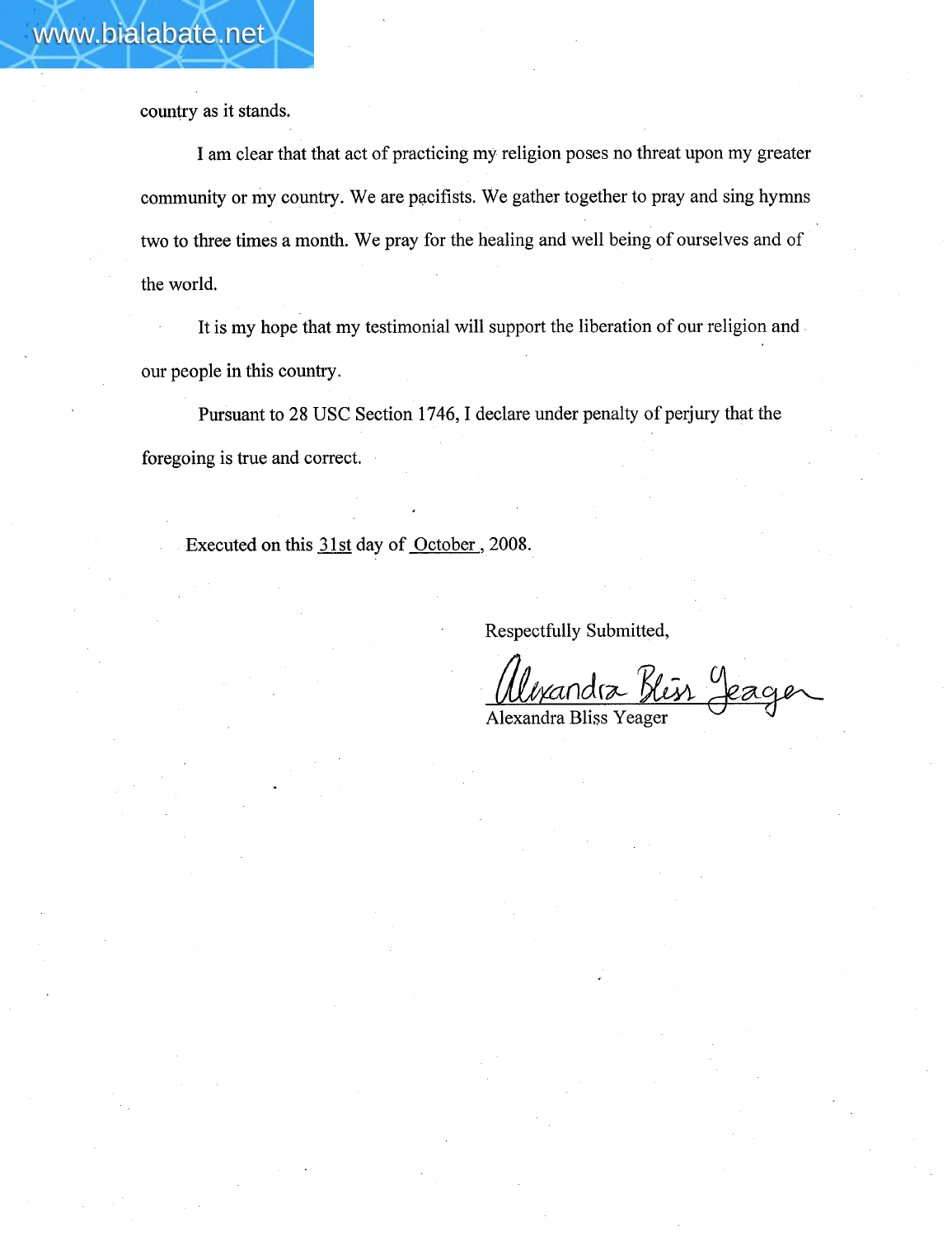country as it stands.

I am clear that that act of practicing my religion poses no threat upon my greater community or my country. We are pacifists. We gather together to pray and sing hymns two to three times a month. We pray for the healing and well being of ourselves and of the world.

It is my hope that my testimonial will support the liberation of our religion and our people in this country.

Pursuant to 28 USC Section 1746, I declare under penalty of perjury that the foregoing is true and correct.

Executed on this 31st day of October, 2008.

Respectfully Submitted,

Alexandra Bliss Yeager

Alexandra Bliss Yeager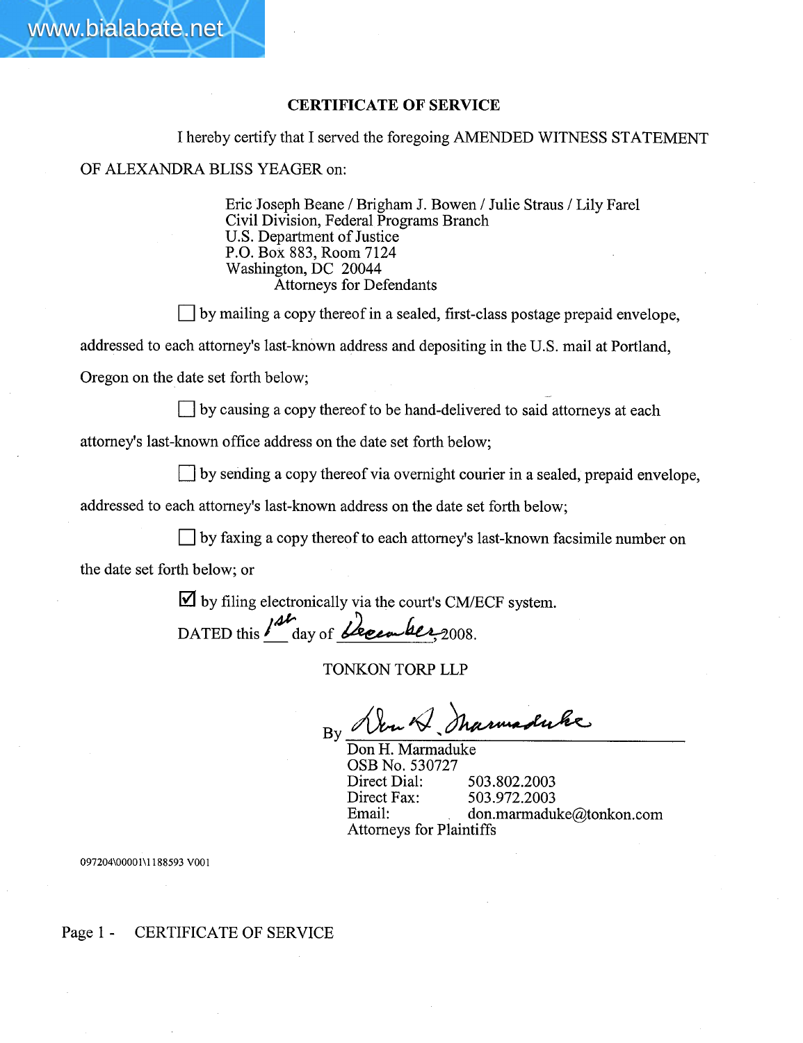# CERTIFICATE OF SERVICE

I hereby certify that I served the foregoing AMENDED WITNESS STATEMENT OF ALEXANDRA BLISS YEAGER on:

Eric Joseph Beane / Brigham J. Bowen / Julie Straus / Lily Farel
Civil Division, Federal Programs Branch
U.S. Department of Justice
P.O. Box 883, Room 7124
Washington, DC 20044
Attorneys for Defendants

☐ by mailing a copy thereof in a sealed, first-class postage prepaid envelope, addressed to each attorney's last-known address and depositing in the U.S. mail at Portland, Oregon on the date set forth below;

☐ by causing a copy thereof to be hand-delivered to said attorneys at each attorney's last-known office address on the date set forth below;

☐ by sending a copy thereof via overnight courier in a sealed, prepaid envelope, addressed to each attorney's last-known address on the date set forth below;

☐ by faxing a copy thereof to each attorney's last-known facsimile number on the date set forth below; or

☑ by filing electronically via the court's CM/ECF system.

DATED this 1st day of December, 2008.

TONKON TORP LLP

By _Don H. Marmaduke_
Don H. Marmaduke
OSB No. 530727
Direct Dial: 503.802.2003
Direct Fax: 503.972.2003
Email: don.marmaduke@tonkon.com
Attorneys for Plaintiffs

097204\00001\1188593 V001

Page 1 - CERTIFICATE OF SERVICE